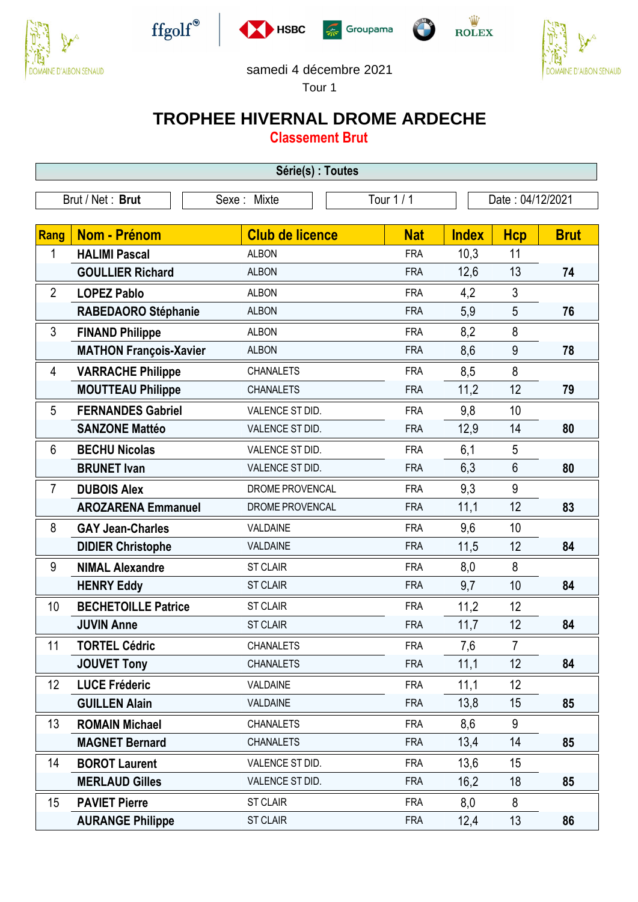samedi 4 décembre 2021

Tour 1

# TROPHEE HIVERNAL DROME ARDECHE

## Classement Brut

**Série(s) : Toutes**

Brut / Net : **Brut** | Sexe : Mixte | Tour 1 / 1 | Date : 04/12/2021

| Rang | Nom - Prénom | Club de licence | Nat | Index | Hcp | Brut |
|---|---|---|---|---|---|---|
| 1 | **HALIMI Pascal** | ALBON | FRA | 10,3 | 11 | |
| | **GOULLIER Richard** | ALBON | FRA | 12,6 | 13 | **74** |
| 2 | **LOPEZ Pablo** | ALBON | FRA | 4,2 | 3 | |
| | **RABEDAORO Stéphanie** | ALBON | FRA | 5,9 | 5 | **76** |
| 3 | **FINAND Philippe** | ALBON | FRA | 8,2 | 8 | |
| | **MATHON François-Xavier** | ALBON | FRA | 8,6 | 9 | **78** |
| 4 | **VARRACHE Philippe** | CHANALETS | FRA | 8,5 | 8 | |
| | **MOUTTEAU Philippe** | CHANALETS | FRA | 11,2 | 12 | **79** |
| 5 | **FERNANDES Gabriel** | VALENCE ST DID. | FRA | 9,8 | 10 | |
| | **SANZONE Mattéo** | VALENCE ST DID. | FRA | 12,9 | 14 | **80** |
| 6 | **BECHU Nicolas** | VALENCE ST DID. | FRA | 6,1 | 5 | |
| | **BRUNET Ivan** | VALENCE ST DID. | FRA | 6,3 | 6 | **80** |
| 7 | **DUBOIS Alex** | DROME PROVENCAL | FRA | 9,3 | 9 | |
| | **AROZARENA Emmanuel** | DROME PROVENCAL | FRA | 11,1 | 12 | **83** |
| 8 | **GAY Jean-Charles** | VALDAINE | FRA | 9,6 | 10 | |
| | **DIDIER Christophe** | VALDAINE | FRA | 11,5 | 12 | **84** |
| 9 | **NIMAL Alexandre** | ST CLAIR | FRA | 8,0 | 8 | |
| | **HENRY Eddy** | ST CLAIR | FRA | 9,7 | 10 | **84** |
| 10 | **BECHETOILLE Patrice** | ST CLAIR | FRA | 11,2 | 12 | |
| | **JUVIN Anne** | ST CLAIR | FRA | 11,7 | 12 | **84** |
| 11 | **TORTEL Cédric** | CHANALETS | FRA | 7,6 | 7 | |
| | **JOUVET Tony** | CHANALETS | FRA | 11,1 | 12 | **84** |
| 12 | **LUCE Fréderic** | VALDAINE | FRA | 11,1 | 12 | |
| | **GUILLEN Alain** | VALDAINE | FRA | 13,8 | 15 | **85** |
| 13 | **ROMAIN Michael** | CHANALETS | FRA | 8,6 | 9 | |
| | **MAGNET Bernard** | CHANALETS | FRA | 13,4 | 14 | **85** |
| 14 | **BOROT Laurent** | VALENCE ST DID. | FRA | 13,6 | 15 | |
| | **MERLAUD Gilles** | VALENCE ST DID. | FRA | 16,2 | 18 | **85** |
| 15 | **PAVIET Pierre** | ST CLAIR | FRA | 8,0 | 8 | |
| | **AURANGE Philippe** | ST CLAIR | FRA | 12,4 | 13 | **86** |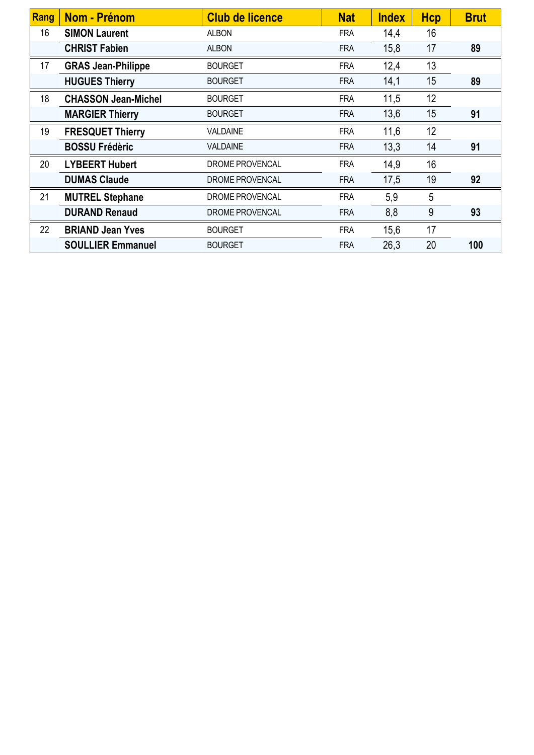| Rang | Nom - Prénom | Club de licence | Nat | Index | Hcp | Brut |
|---|---|---|---|---|---|---|
| 16 | **SIMON Laurent** | ALBON | FRA | 14,4 | 16 | |
| | **CHRIST Fabien** | ALBON | FRA | 15,8 | 17 | **89** |
| 17 | **GRAS Jean-Philippe** | BOURGET | FRA | 12,4 | 13 | |
| | **HUGUES Thierry** | BOURGET | FRA | 14,1 | 15 | **89** |
| 18 | **CHASSON Jean-Michel** | BOURGET | FRA | 11,5 | 12 | |
| | **MARGIER Thierry** | BOURGET | FRA | 13,6 | 15 | **91** |
| 19 | **FRESQUET Thierry** | VALDAINE | FRA | 11,6 | 12 | |
| | **BOSSU Frédèric** | VALDAINE | FRA | 13,3 | 14 | **91** |
| 20 | **LYBEERT Hubert** | DROME PROVENCAL | FRA | 14,9 | 16 | |
| | **DUMAS Claude** | DROME PROVENCAL | FRA | 17,5 | 19 | **92** |
| 21 | **MUTREL Stephane** | DROME PROVENCAL | FRA | 5,9 | 5 | |
| | **DURAND Renaud** | DROME PROVENCAL | FRA | 8,8 | 9 | **93** |
| 22 | **BRIAND Jean Yves** | BOURGET | FRA | 15,6 | 17 | |
| | **SOULLIER Emmanuel** | BOURGET | FRA | 26,3 | 20 | **100** |